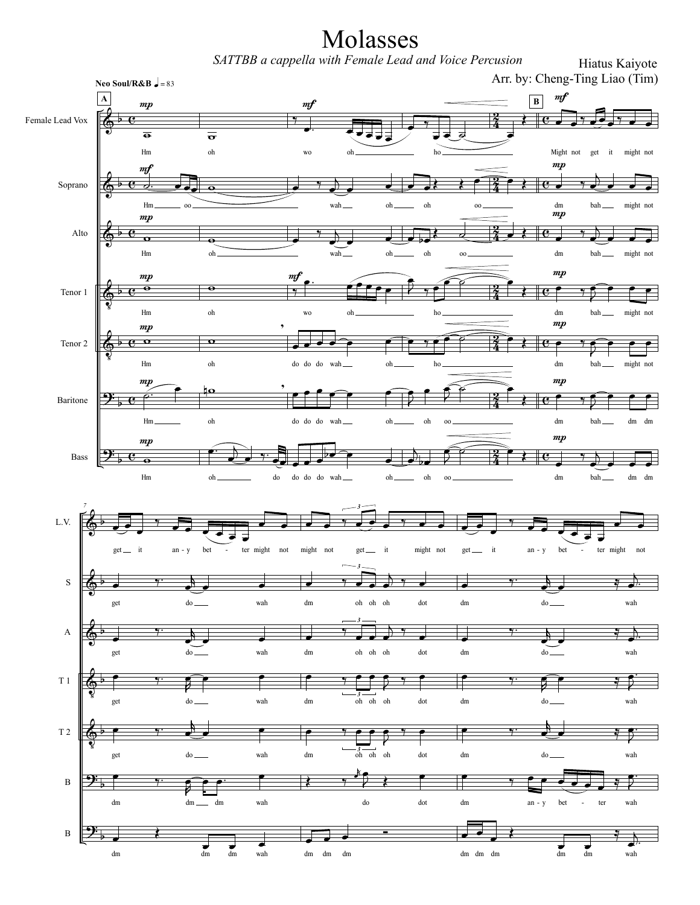# Molasses

*SATTBB a cappella with Female Lead and Voice Percusion*

Hiatus Kaiyote

Arr. by: Cheng-Ting Liao (Tim)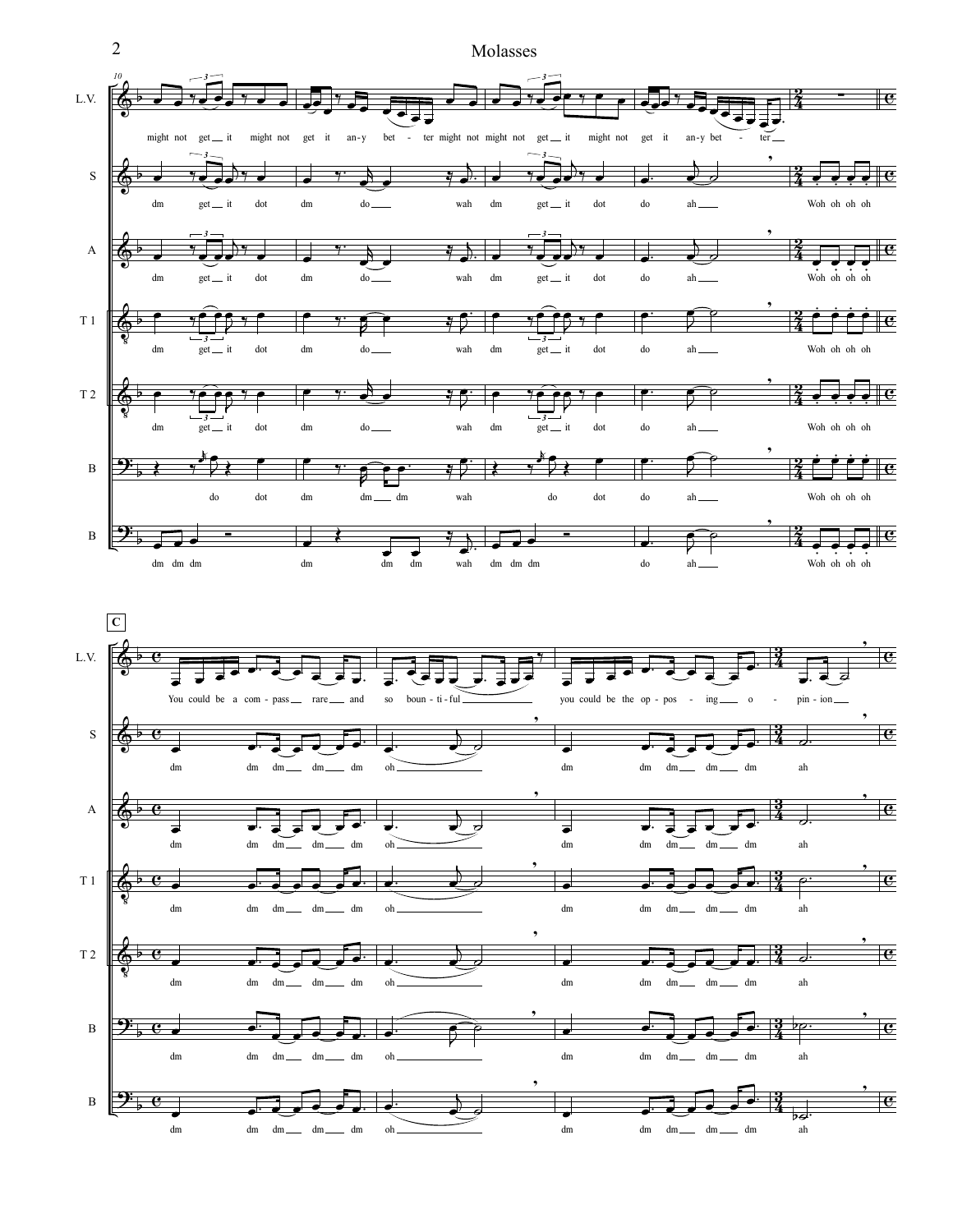C

might not get __ it might not get it an-y bet - ter might not might not get __ it might not get it an-y bet - ter __

dm get __ it dot dm do __ wah dm get __ it dot do ah __ Woh oh oh oh

dm get __ it dot dm do __ wah dm get __ it dot do ah __ Woh oh oh oh

dm get __ it dot dm do __ wah dm get __ it dot do ah __ Woh oh oh oh

dm get __ it dot dm do __ wah dm get __ it dot do ah __ Woh oh oh oh

do dot dm dm __ dm wah do dot do ah __ Woh oh oh oh

dm dm dm dm dm dm wah dm dm dm do ah __ Woh oh oh oh

You could be a com - pass __ rare __ and so boun - ti - ful __ you could be the op - pos - ing __ o - pin - ion __

dm dm dm __ dm __ dm oh __ dm dm dm __ dm __ dm ah

dm dm dm __ dm __ dm oh __ dm dm dm __ dm __ dm ah

dm dm dm __ dm __ dm oh __ dm dm dm __ dm __ dm ah

dm dm dm __ dm __ dm oh __ dm dm dm __ dm __ dm ah

dm dm dm __ dm __ dm oh __ dm dm dm __ dm __ dm ah

dm dm dm __ dm __ dm oh __ dm dm dm __ dm __ dm ah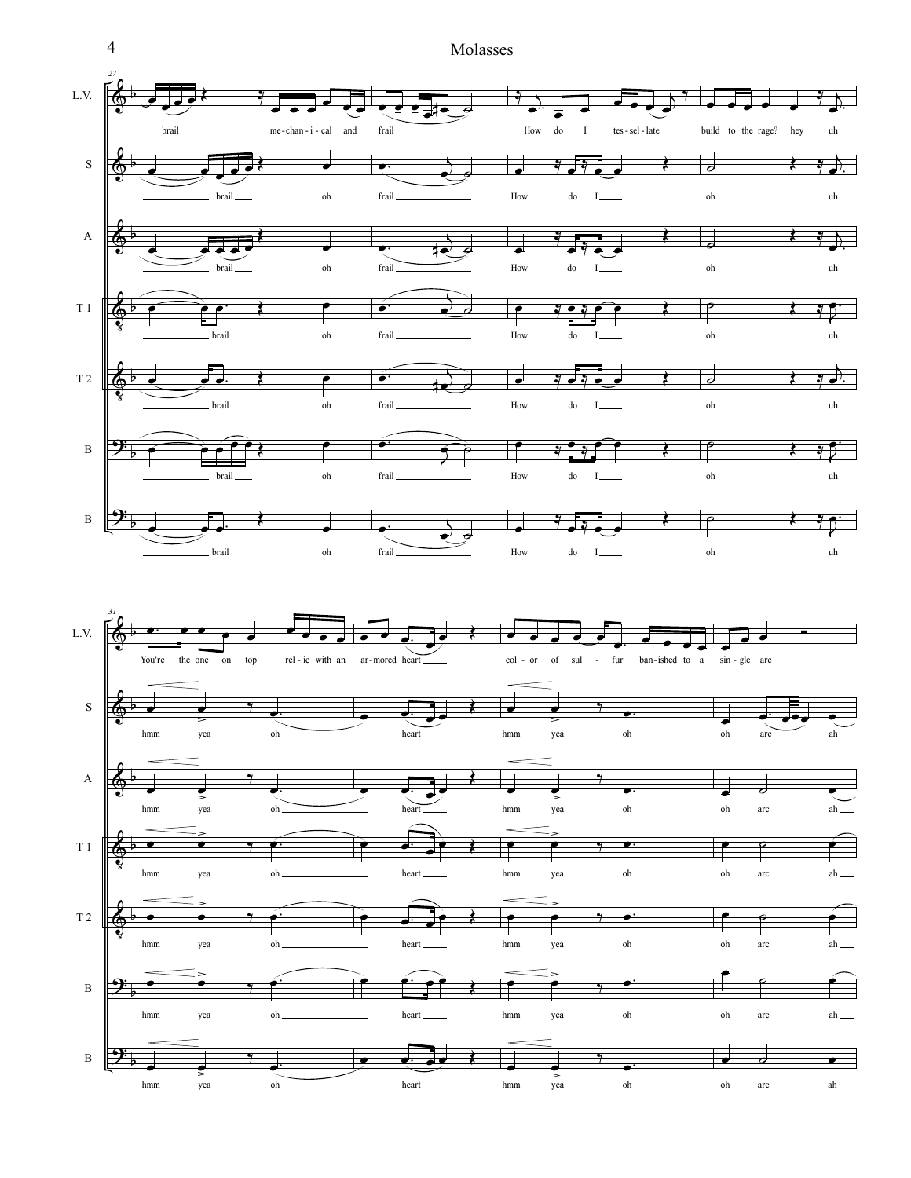L.V.: brail mechanical and frail How do I tessellate build to the rage? hey uh

S / A / T1 / T2 / B / B: brail oh frail How do I oh uh

L.V.: You're the one on top relic with an armored heart color of sulfur banished to a single arc

S / A / T1 / T2 / B / B: hmm yea oh heart hmm yea oh oh arc ah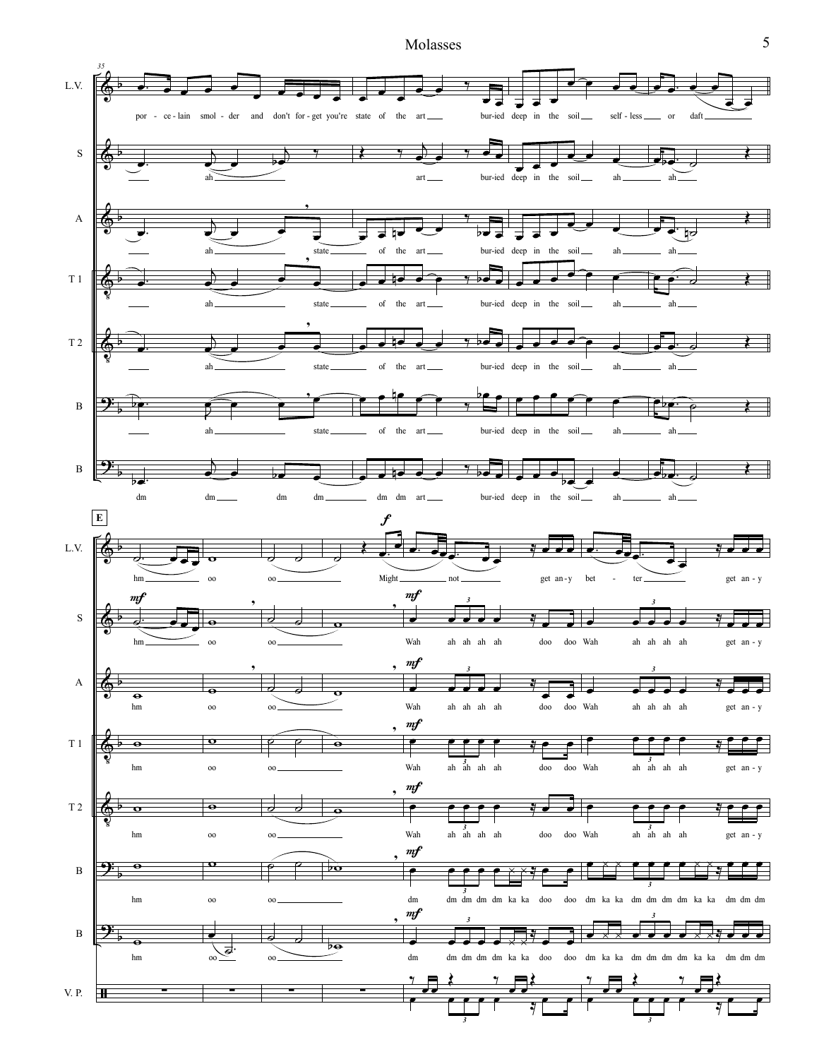L.V.: por - ce - lain smol - der and don't for - get you're state of the art bur-ied deep in the soil self - less or daft

S: ah art bur-ied deep in the soil ah ah

A: ah state of the art bur-ied deep in the soil ah ah

T 1: ah state of the art bur-ied deep in the soil ah ah

T 2: ah state of the art bur-ied deep in the soil ah ah

B: ah state of the art bur-ied deep in the soil ah ah

B: dm dm dm dm dm dm art bur-ied deep in the soil ah ah

**E**

L.V.: hm oo oo Might not get an - y bet - ter get an - y

S: hm oo oo Wah ah ah ah ah doo doo Wah ah ah ah ah get an - y

A: hm oo oo Wah ah ah ah ah doo doo Wah ah ah ah ah get an - y

T 1: hm oo oo Wah ah ah ah ah doo doo Wah ah ah ah ah get an - y

T 2: hm oo oo Wah ah ah ah ah doo doo Wah ah ah ah ah get an - y

B: hm oo oo dm dm dm dm dm ka ka doo doo dm ka ka dm dm dm dm ka ka dm dm dm

B: hm oo oo dm dm dm dm dm ka ka doo doo dm ka ka dm dm dm dm ka ka dm dm dm

V. P.